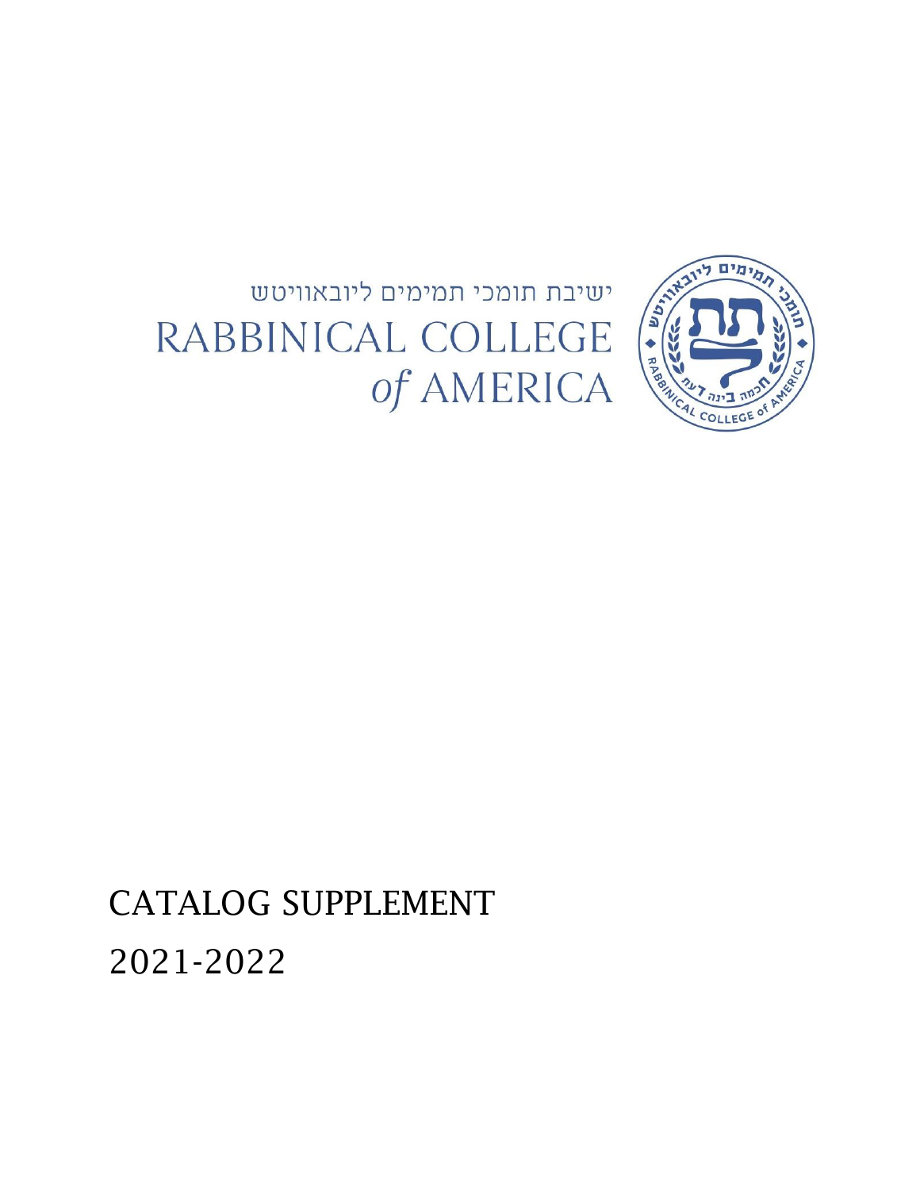ישיבת תומכי תמימים ליובאוויטש

RABBINICAL COLLEGE
*of* AMERICA

# CATALOG SUPPLEMENT

# 2021-2022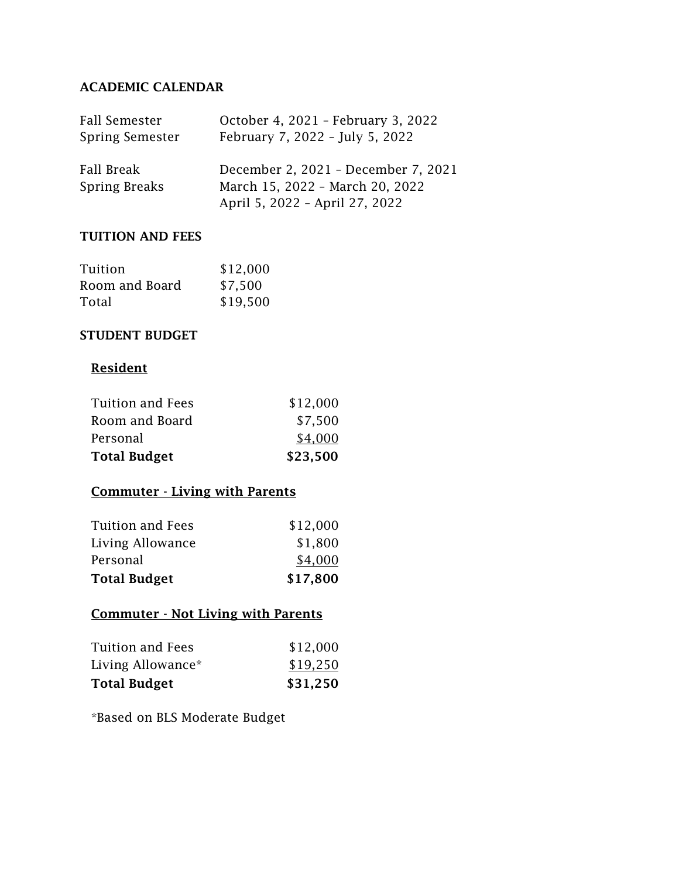## ACADEMIC CALENDAR

| | |
|---|---|
| Fall Semester | October 4, 2021 – February 3, 2022 |
| Spring Semester | February 7, 2022 – July 5, 2022 |
| | |
| Fall Break | December 2, 2021 – December 7, 2021 |
| Spring Breaks | March 15, 2022 – March 20, 2022 |
| | April 5, 2022 – April 27, 2022 |

## TUITION AND FEES

| | |
|---|---|
| Tuition | $12,000 |
| Room and Board | $7,500 |
| Total | $19,500 |

## STUDENT BUDGET

### Resident

| | |
|---|---|
| Tuition and Fees | $12,000 |
| Room and Board | $7,500 |
| Personal | $4,000 |
| **Total Budget** | **$23,500** |

### Commuter - Living with Parents

| | |
|---|---|
| Tuition and Fees | $12,000 |
| Living Allowance | $1,800 |
| Personal | $4,000 |
| **Total Budget** | **$17,800** |

### Commuter - Not Living with Parents

| | |
|---|---|
| Tuition and Fees | $12,000 |
| Living Allowance* | $19,250 |
| **Total Budget** | **$31,250** |

*Based on BLS Moderate Budget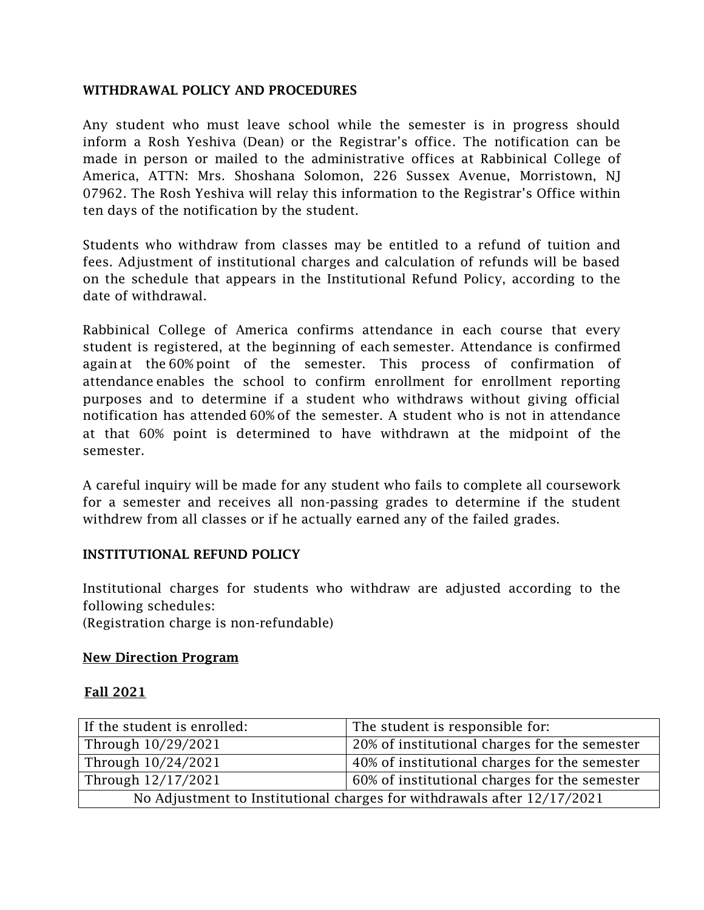**WITHDRAWAL POLICY AND PROCEDURES**

Any student who must leave school while the semester is in progress should inform a Rosh Yeshiva (Dean) or the Registrar's office. The notification can be made in person or mailed to the administrative offices at Rabbinical College of America, ATTN: Mrs. Shoshana Solomon, 226 Sussex Avenue, Morristown, NJ 07962. The Rosh Yeshiva will relay this information to the Registrar's Office within ten days of the notification by the student.

Students who withdraw from classes may be entitled to a refund of tuition and fees. Adjustment of institutional charges and calculation of refunds will be based on the schedule that appears in the Institutional Refund Policy, according to the date of withdrawal.

Rabbinical College of America confirms attendance in each course that every student is registered, at the beginning of each semester. Attendance is confirmed again at the 60% point of the semester. This process of confirmation of attendance enables the school to confirm enrollment for enrollment reporting purposes and to determine if a student who withdraws without giving official notification has attended 60% of the semester. A student who is not in attendance at that 60% point is determined to have withdrawn at the midpoint of the semester.

A careful inquiry will be made for any student who fails to complete all coursework for a semester and receives all non-passing grades to determine if the student withdrew from all classes or if he actually earned any of the failed grades.

**INSTITUTIONAL REFUND POLICY**

Institutional charges for students who withdraw are adjusted according to the following schedules:
(Registration charge is non-refundable)

**New Direction Program**

**Fall 2021**

| If the student is enrolled: | The student is responsible for: |
|---|---|
| Through 10/29/2021 | 20% of institutional charges for the semester |
| Through 10/24/2021 | 40% of institutional charges for the semester |
| Through 12/17/2021 | 60% of institutional charges for the semester |
| No Adjustment to Institutional charges for withdrawals after 12/17/2021 | |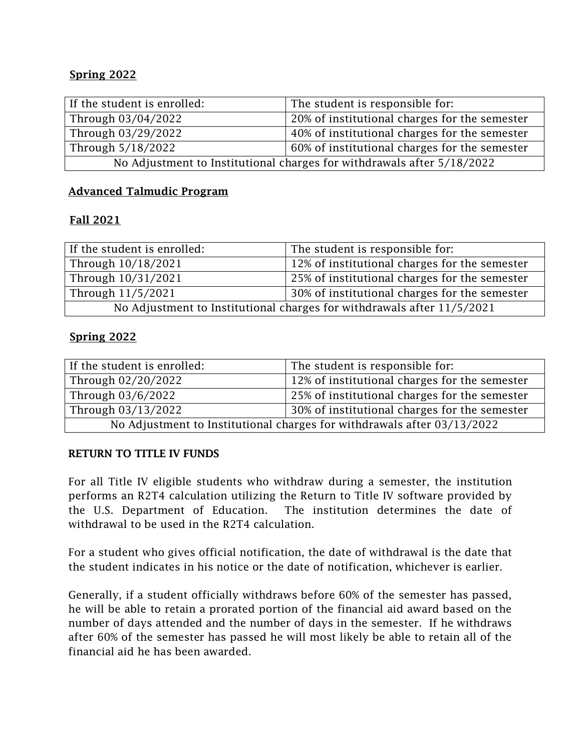**Spring 2022**

| If the student is enrolled: | The student is responsible for: |
|---|---|
| Through 03/04/2022 | 20% of institutional charges for the semester |
| Through 03/29/2022 | 40% of institutional charges for the semester |
| Through 5/18/2022 | 60% of institutional charges for the semester |
| No Adjustment to Institutional charges for withdrawals after 5/18/2022 | |

**Advanced Talmudic Program**

**Fall 2021**

| If the student is enrolled: | The student is responsible for: |
|---|---|
| Through 10/18/2021 | 12% of institutional charges for the semester |
| Through 10/31/2021 | 25% of institutional charges for the semester |
| Through 11/5/2021 | 30% of institutional charges for the semester |
| No Adjustment to Institutional charges for withdrawals after 11/5/2021 | |

**Spring 2022**

| If the student is enrolled: | The student is responsible for: |
|---|---|
| Through 02/20/2022 | 12% of institutional charges for the semester |
| Through 03/6/2022 | 25% of institutional charges for the semester |
| Through 03/13/2022 | 30% of institutional charges for the semester |
| No Adjustment to Institutional charges for withdrawals after 03/13/2022 | |

**RETURN TO TITLE IV FUNDS**

For all Title IV eligible students who withdraw during a semester, the institution performs an R2T4 calculation utilizing the Return to Title IV software provided by the U.S. Department of Education. The institution determines the date of withdrawal to be used in the R2T4 calculation.

For a student who gives official notification, the date of withdrawal is the date that the student indicates in his notice or the date of notification, whichever is earlier.

Generally, if a student officially withdraws before 60% of the semester has passed, he will be able to retain a prorated portion of the financial aid award based on the number of days attended and the number of days in the semester. If he withdraws after 60% of the semester has passed he will most likely be able to retain all of the financial aid he has been awarded.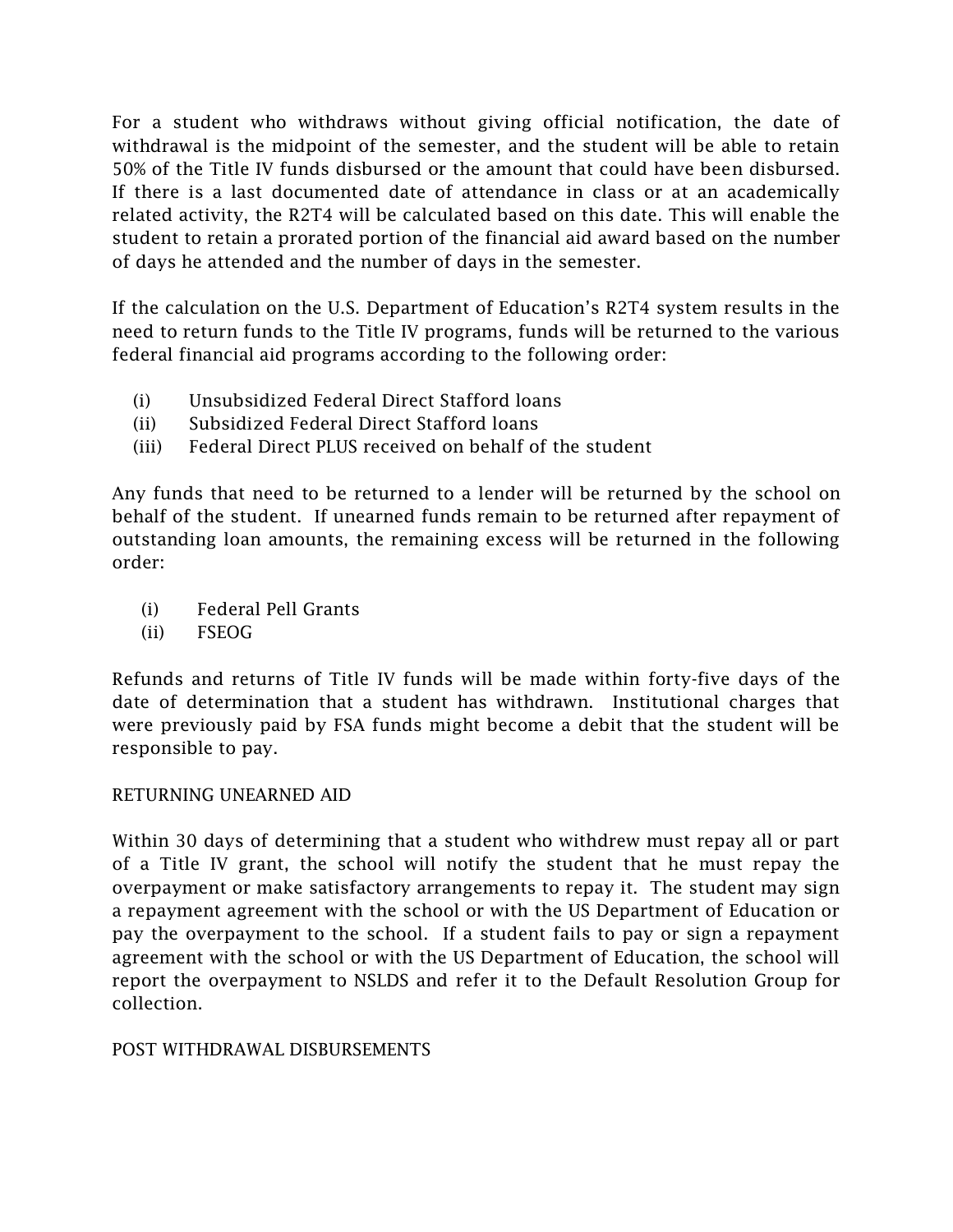For a student who withdraws without giving official notification, the date of withdrawal is the midpoint of the semester, and the student will be able to retain 50% of the Title IV funds disbursed or the amount that could have been disbursed. If there is a last documented date of attendance in class or at an academically related activity, the R2T4 will be calculated based on this date. This will enable the student to retain a prorated portion of the financial aid award based on the number of days he attended and the number of days in the semester.

If the calculation on the U.S. Department of Education's R2T4 system results in the need to return funds to the Title IV programs, funds will be returned to the various federal financial aid programs according to the following order:

- (i) Unsubsidized Federal Direct Stafford loans
- (ii) Subsidized Federal Direct Stafford loans
- (iii) Federal Direct PLUS received on behalf of the student

Any funds that need to be returned to a lender will be returned by the school on behalf of the student. If unearned funds remain to be returned after repayment of outstanding loan amounts, the remaining excess will be returned in the following order:

- (i) Federal Pell Grants
- (ii) FSEOG

Refunds and returns of Title IV funds will be made within forty-five days of the date of determination that a student has withdrawn. Institutional charges that were previously paid by FSA funds might become a debit that the student will be responsible to pay.

RETURNING UNEARNED AID

Within 30 days of determining that a student who withdrew must repay all or part of a Title IV grant, the school will notify the student that he must repay the overpayment or make satisfactory arrangements to repay it. The student may sign a repayment agreement with the school or with the US Department of Education or pay the overpayment to the school. If a student fails to pay or sign a repayment agreement with the school or with the US Department of Education, the school will report the overpayment to NSLDS and refer it to the Default Resolution Group for collection.

POST WITHDRAWAL DISBURSEMENTS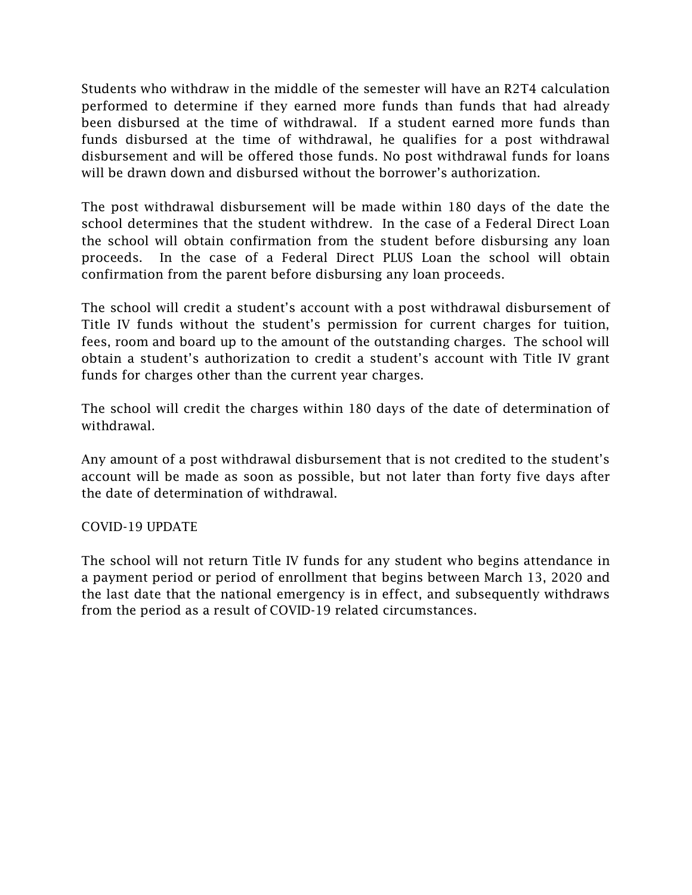Students who withdraw in the middle of the semester will have an R2T4 calculation performed to determine if they earned more funds than funds that had already been disbursed at the time of withdrawal. If a student earned more funds than funds disbursed at the time of withdrawal, he qualifies for a post withdrawal disbursement and will be offered those funds. No post withdrawal funds for loans will be drawn down and disbursed without the borrower's authorization.

The post withdrawal disbursement will be made within 180 days of the date the school determines that the student withdrew. In the case of a Federal Direct Loan the school will obtain confirmation from the student before disbursing any loan proceeds. In the case of a Federal Direct PLUS Loan the school will obtain confirmation from the parent before disbursing any loan proceeds.

The school will credit a student's account with a post withdrawal disbursement of Title IV funds without the student's permission for current charges for tuition, fees, room and board up to the amount of the outstanding charges. The school will obtain a student's authorization to credit a student's account with Title IV grant funds for charges other than the current year charges.

The school will credit the charges within 180 days of the date of determination of withdrawal.

Any amount of a post withdrawal disbursement that is not credited to the student's account will be made as soon as possible, but not later than forty five days after the date of determination of withdrawal.

COVID-19 UPDATE

The school will not return Title IV funds for any student who begins attendance in a payment period or period of enrollment that begins between March 13, 2020 and the last date that the national emergency is in effect, and subsequently withdraws from the period as a result of COVID-19 related circumstances.